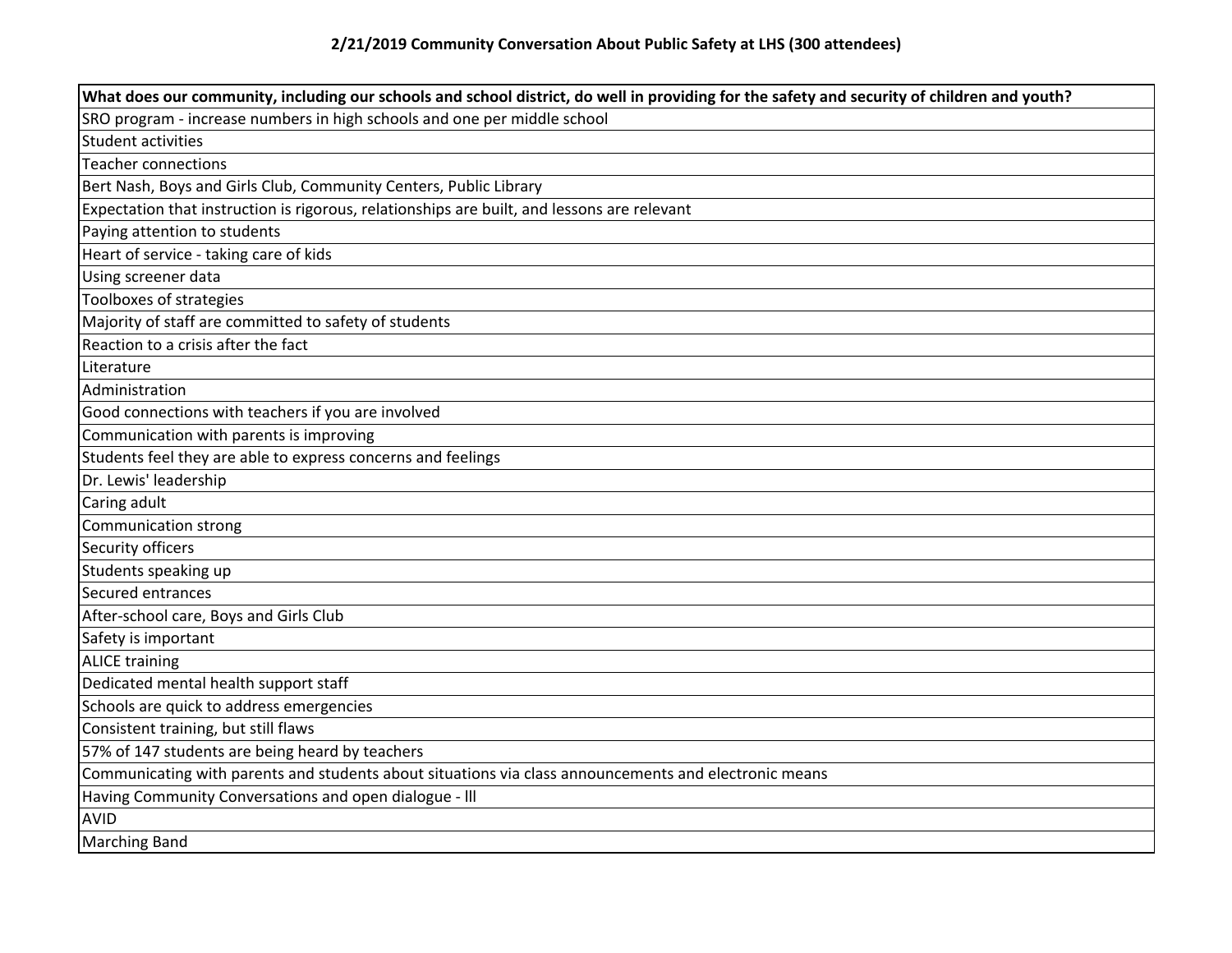**2/21/2019 Community Conversation About Public Safety at LHS (300 attendees)**

| What does our community, including our schools and school district, do well in providing for the safety and security of children and youth? |
|---|
| SRO program - increase numbers in high schools and one per middle school |
| Student activities |
| Teacher connections |
| Bert Nash, Boys and Girls Club, Community Centers, Public Library |
| Expectation that instruction is rigorous, relationships are built, and lessons are relevant |
| Paying attention to students |
| Heart of service - taking care of kids |
| Using screener data |
| Toolboxes of strategies |
| Majority of staff are committed to safety of students |
| Reaction to a crisis after the fact |
| Literature |
| Administration |
| Good connections with teachers if you are involved |
| Communication with parents is improving |
| Students feel they are able to express concerns and feelings |
| Dr. Lewis' leadership |
| Caring adult |
| Communication strong |
| Security officers |
| Students speaking up |
| Secured entrances |
| After-school care, Boys and Girls Club |
| Safety is important |
| ALICE training |
| Dedicated mental health support staff |
| Schools are quick to address emergencies |
| Consistent training, but still flaws |
| 57% of 147 students are being heard by teachers |
| Communicating with parents and students about situations via class announcements and electronic means |
| Having Community Conversations and open dialogue - lll |
| AVID |
| Marching Band |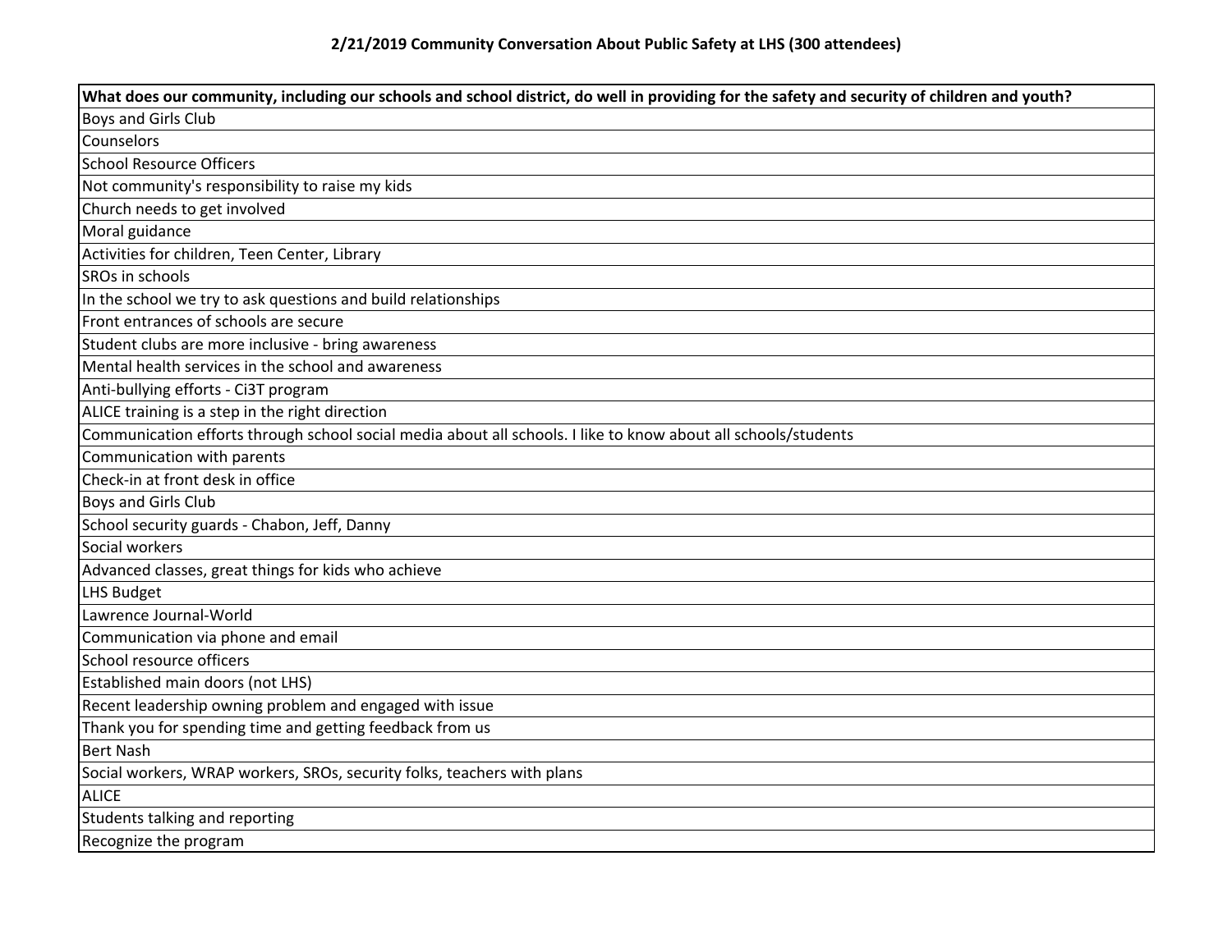**2/21/2019 Community Conversation About Public Safety at LHS (300 attendees)**

| What does our community, including our schools and school district, do well in providing for the safety and security of children and youth? |
| --- |
| Boys and Girls Club |
| Counselors |
| School Resource Officers |
| Not community's responsibility to raise my kids |
| Church needs to get involved |
| Moral guidance |
| Activities for children, Teen Center, Library |
| SROs in schools |
| In the school we try to ask questions and build relationships |
| Front entrances of schools are secure |
| Student clubs are more inclusive - bring awareness |
| Mental health services in the school and awareness |
| Anti-bullying efforts - Ci3T program |
| ALICE training is a step in the right direction |
| Communication efforts through school social media about all schools. I like to know about all schools/students |
| Communication with parents |
| Check-in at front desk in office |
| Boys and Girls Club |
| School security guards - Chabon, Jeff, Danny |
| Social workers |
| Advanced classes, great things for kids who achieve |
| LHS Budget |
| Lawrence Journal-World |
| Communication via phone and email |
| School resource officers |
| Established main doors (not LHS) |
| Recent leadership owning problem and engaged with issue |
| Thank you for spending time and getting feedback from us |
| Bert Nash |
| Social workers, WRAP workers, SROs, security folks, teachers with plans |
| ALICE |
| Students talking and reporting |
| Recognize the program |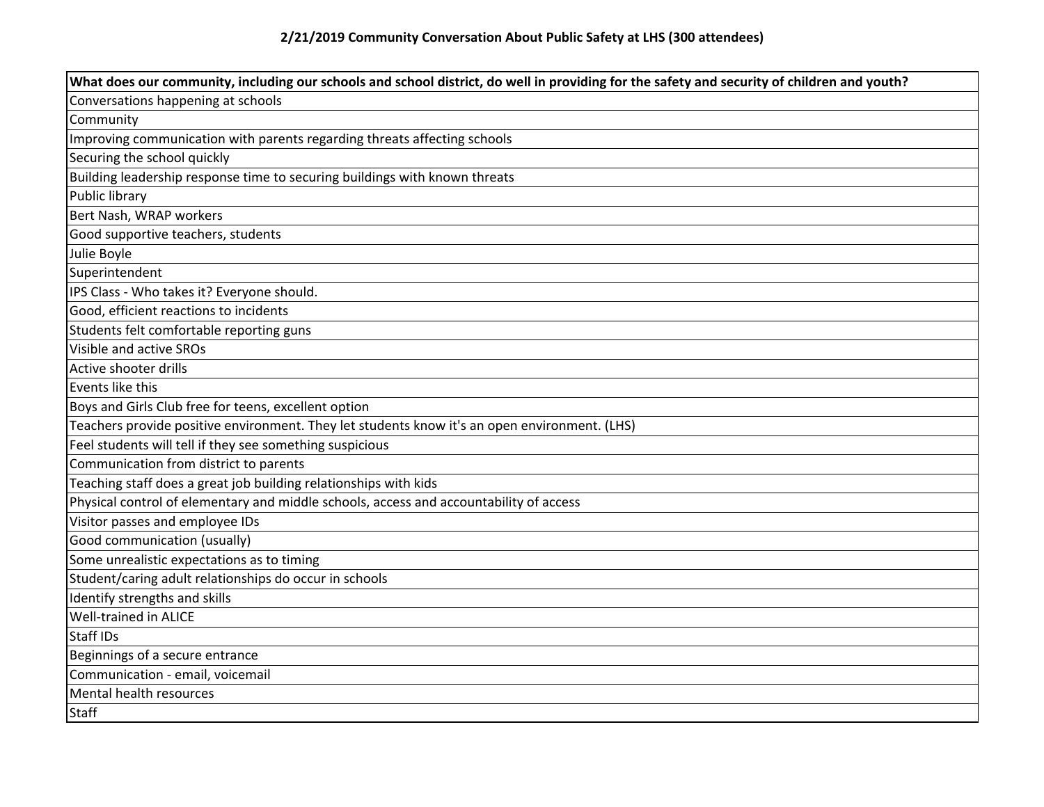**2/21/2019 Community Conversation About Public Safety at LHS (300 attendees)**

| What does our community, including our schools and school district, do well in providing for the safety and security of children and youth? |
|---|
| Conversations happening at schools |
| Community |
| Improving communication with parents regarding threats affecting schools |
| Securing the school quickly |
| Building leadership response time to securing buildings with known threats |
| Public library |
| Bert Nash, WRAP workers |
| Good supportive teachers, students |
| Julie Boyle |
| Superintendent |
| IPS Class - Who takes it? Everyone should. |
| Good, efficient reactions to incidents |
| Students felt comfortable reporting guns |
| Visible and active SROs |
| Active shooter drills |
| Events like this |
| Boys and Girls Club free for teens, excellent option |
| Teachers provide positive environment. They let students know it's an open environment. (LHS) |
| Feel students will tell if they see something suspicious |
| Communication from district to parents |
| Teaching staff does a great job building relationships with kids |
| Physical control of elementary and middle schools, access and accountability of access |
| Visitor passes and employee IDs |
| Good communication (usually) |
| Some unrealistic expectations as to timing |
| Student/caring adult relationships do occur in schools |
| Identify strengths and skills |
| Well-trained in ALICE |
| Staff IDs |
| Beginnings of a secure entrance |
| Communication - email, voicemail |
| Mental health resources |
| Staff |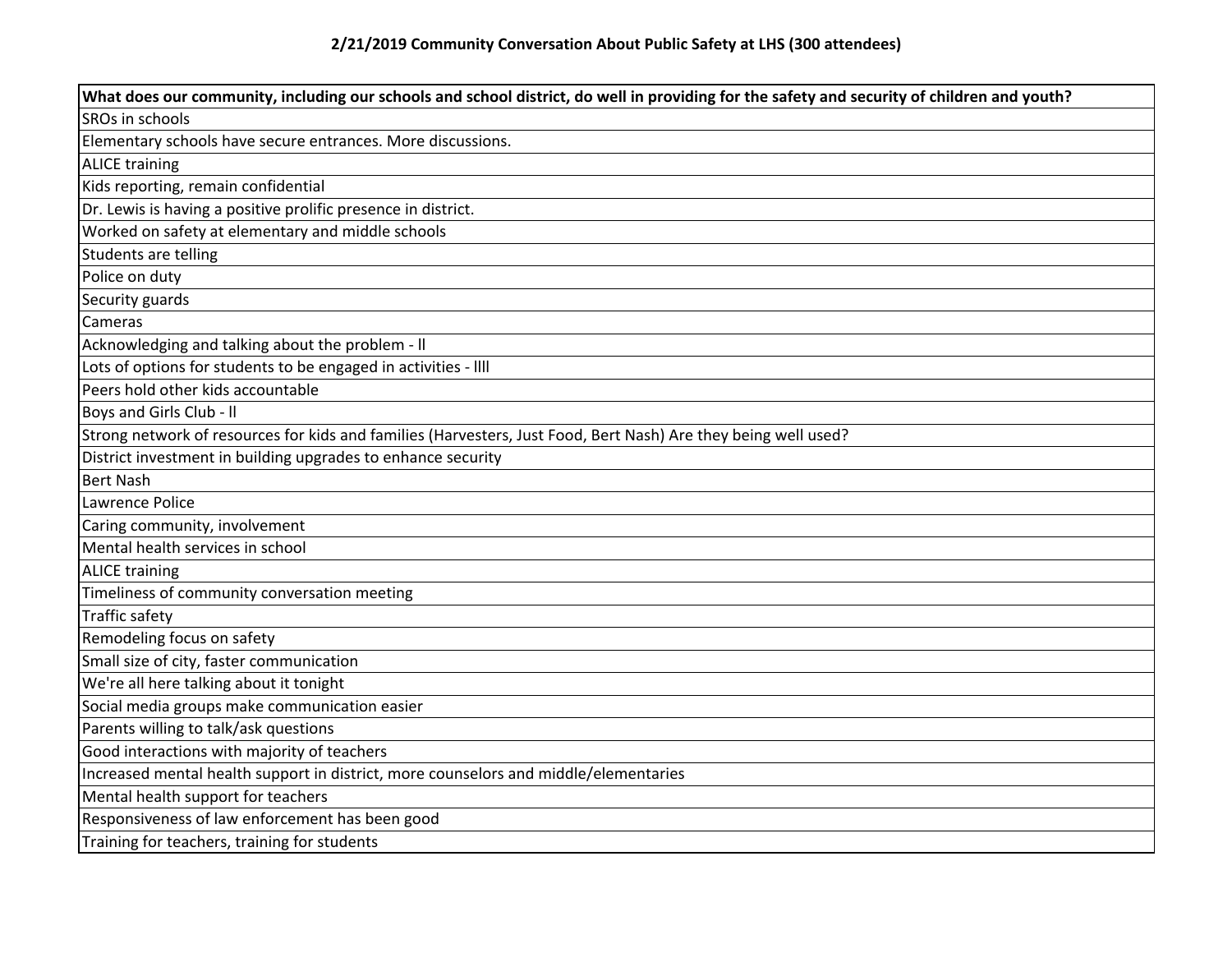**2/21/2019 Community Conversation About Public Safety at LHS (300 attendees)**

| What does our community, including our schools and school district, do well in providing for the safety and security of children and youth? |
|---|
| SROs in schools |
| Elementary schools have secure entrances. More discussions. |
| ALICE training |
| Kids reporting, remain confidential |
| Dr. Lewis is having a positive prolific presence in district. |
| Worked on safety at elementary and middle schools |
| Students are telling |
| Police on duty |
| Security guards |
| Cameras |
| Acknowledging and talking about the problem - ll |
| Lots of options for students to be engaged in activities - llll |
| Peers hold other kids accountable |
| Boys and Girls Club - ll |
| Strong network of resources for kids and families (Harvesters, Just Food, Bert Nash) Are they being well used? |
| District investment in building upgrades to enhance security |
| Bert Nash |
| Lawrence Police |
| Caring community, involvement |
| Mental health services in school |
| ALICE training |
| Timeliness of community conversation meeting |
| Traffic safety |
| Remodeling focus on safety |
| Small size of city, faster communication |
| We're all here talking about it tonight |
| Social media groups make communication easier |
| Parents willing to talk/ask questions |
| Good interactions with majority of teachers |
| Increased mental health support in district, more counselors and middle/elementaries |
| Mental health support for teachers |
| Responsiveness of law enforcement has been good |
| Training for teachers, training for students |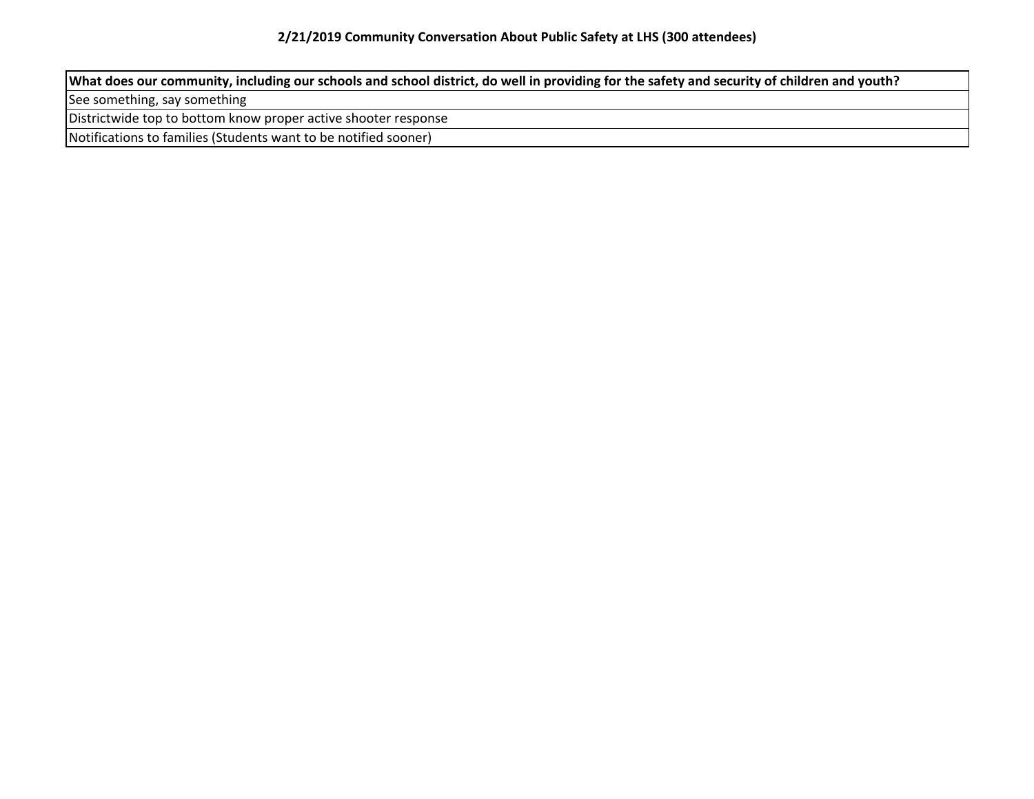**2/21/2019 Community Conversation About Public Safety at LHS (300 attendees)**

| What does our community, including our schools and school district, do well in providing for the safety and security of children and youth? |
| --- |
| See something, say something |
| Districtwide top to bottom know proper active shooter response |
| Notifications to families (Students want to be notified sooner) |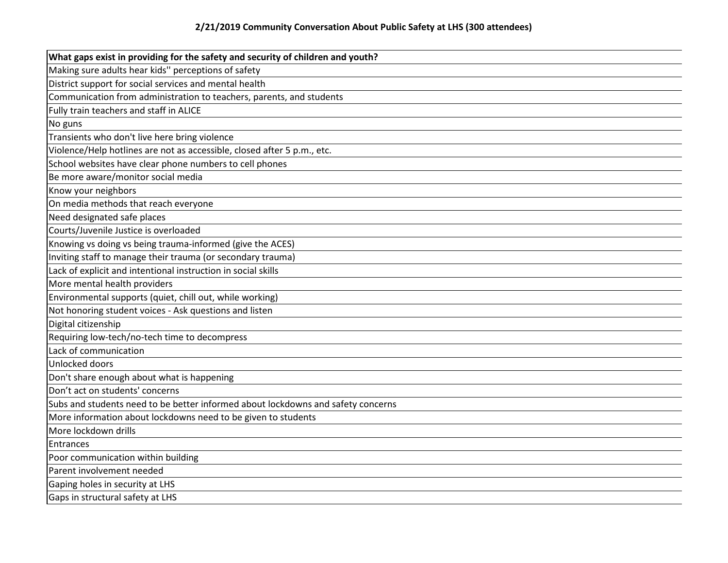### 2/21/2019 Community Conversation About Public Safety at LHS (300 attendees)

| What gaps exist in providing for the safety and security of children and youth? |
|---|
| Making sure adults hear kids'' perceptions of safety |
| District support for social services and mental health |
| Communication from administration to teachers, parents, and students |
| Fully train teachers and staff in ALICE |
| No guns |
| Transients who don't live here bring violence |
| Violence/Help hotlines are not as accessible, closed after 5 p.m., etc. |
| School websites have clear phone numbers to cell phones |
| Be more aware/monitor social media |
| Know your neighbors |
| On media methods that reach everyone |
| Need designated safe places |
| Courts/Juvenile Justice is overloaded |
| Knowing vs doing vs being trauma-informed (give the ACES) |
| Inviting staff to manage their trauma (or secondary trauma) |
| Lack of explicit and intentional instruction in social skills |
| More mental health providers |
| Environmental supports (quiet, chill out, while working) |
| Not honoring student voices - Ask questions and listen |
| Digital citizenship |
| Requiring low-tech/no-tech time to decompress |
| Lack of communication |
| Unlocked doors |
| Don't share enough about what is happening |
| Don't act on students' concerns |
| Subs and students need to be better informed about lockdowns and safety concerns |
| More information about lockdowns need to be given to students |
| More lockdown drills |
| Entrances |
| Poor communication within building |
| Parent involvement needed |
| Gaping holes in security at LHS |
| Gaps in structural safety at LHS |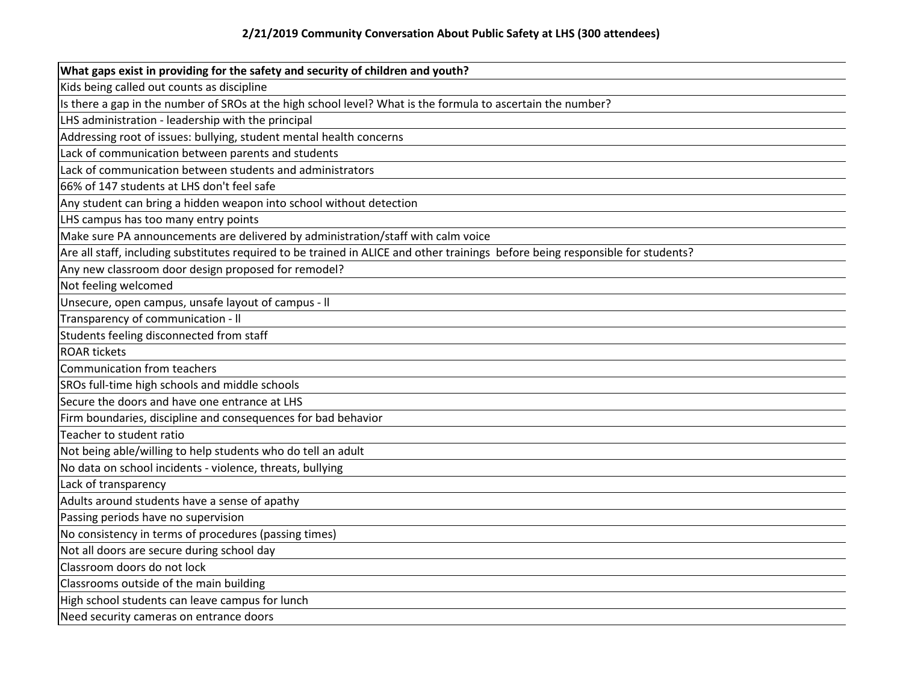## 2/21/2019 Community Conversation About Public Safety at LHS (300 attendees)

| What gaps exist in providing for the safety and security of children and youth? |
| --- |
| Kids being called out counts as discipline |
| Is there a gap in the number of SROs at the high school level? What is the formula to ascertain the number? |
| LHS administration - leadership with the principal |
| Addressing root of issues: bullying, student mental health concerns |
| Lack of communication between parents and students |
| Lack of communication between students and administrators |
| 66% of 147 students at LHS don't feel safe |
| Any student can bring a hidden weapon into school without detection |
| LHS campus has too many entry points |
| Make sure PA announcements are delivered by administration/staff with calm voice |
| Are all staff, including substitutes required to be trained in ALICE and other trainings before being responsible for students? |
| Any new classroom door design proposed for remodel? |
| Not feeling welcomed |
| Unsecure, open campus, unsafe layout of campus - ll |
| Transparency of communication - ll |
| Students feeling disconnected from staff |
| ROAR tickets |
| Communication from teachers |
| SROs full-time high schools and middle schools |
| Secure the doors and have one entrance at LHS |
| Firm boundaries, discipline and consequences for bad behavior |
| Teacher to student ratio |
| Not being able/willing to help students who do tell an adult |
| No data on school incidents - violence, threats, bullying |
| Lack of transparency |
| Adults around students have a sense of apathy |
| Passing periods have no supervision |
| No consistency in terms of procedures (passing times) |
| Not all doors are secure during school day |
| Classroom doors do not lock |
| Classrooms outside of the main building |
| High school students can leave campus for lunch |
| Need security cameras on entrance doors |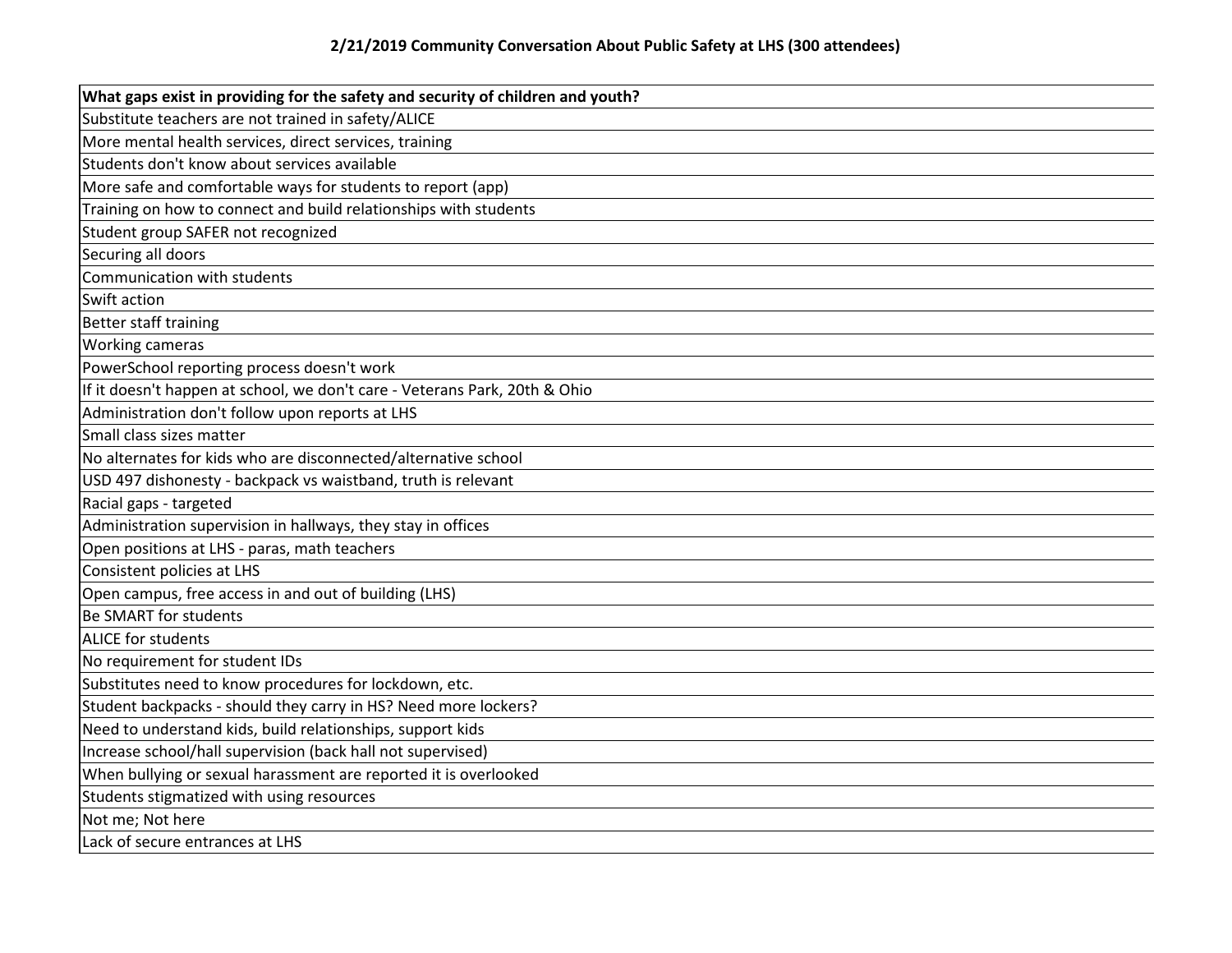## 2/21/2019 Community Conversation About Public Safety at LHS (300 attendees)

| What gaps exist in providing for the safety and security of children and youth? |
| --- |
| Substitute teachers are not trained in safety/ALICE |
| More mental health services, direct services, training |
| Students don't know about services available |
| More safe and comfortable ways for students to report (app) |
| Training on how to connect and build relationships with students |
| Student group SAFER not recognized |
| Securing all doors |
| Communication with students |
| Swift action |
| Better staff training |
| Working cameras |
| PowerSchool reporting process doesn't work |
| If it doesn't happen at school, we don't care - Veterans Park, 20th & Ohio |
| Administration don't follow upon reports at LHS |
| Small class sizes matter |
| No alternates for kids who are disconnected/alternative school |
| USD 497 dishonesty - backpack vs waistband, truth is relevant |
| Racial gaps - targeted |
| Administration supervision in hallways, they stay in offices |
| Open positions at LHS - paras, math teachers |
| Consistent policies at LHS |
| Open campus, free access in and out of building (LHS) |
| Be SMART for students |
| ALICE for students |
| No requirement for student IDs |
| Substitutes need to know procedures for lockdown, etc. |
| Student backpacks - should they carry in HS? Need more lockers? |
| Need to understand kids, build relationships, support kids |
| Increase school/hall supervision (back hall not supervised) |
| When bullying or sexual harassment are reported it is overlooked |
| Students stigmatized with using resources |
| Not me; Not here |
| Lack of secure entrances at LHS |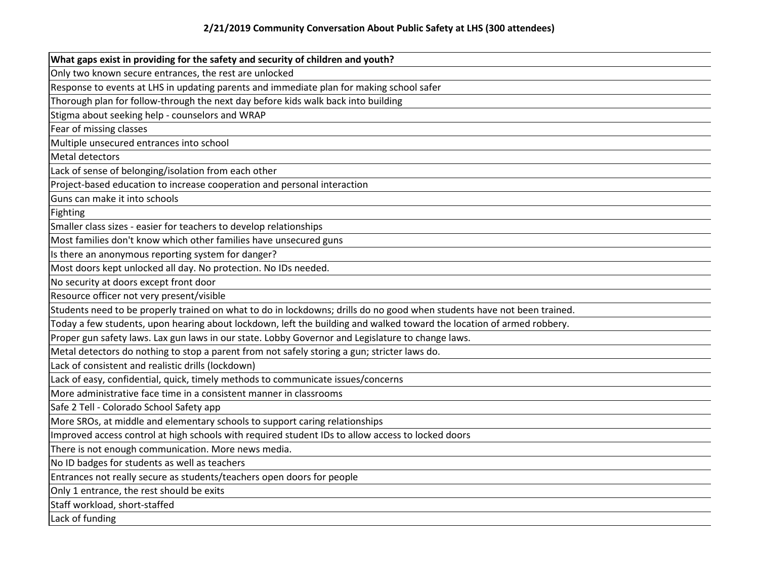**2/21/2019 Community Conversation About Public Safety at LHS (300 attendees)**

| What gaps exist in providing for the safety and security of children and youth? |
| --- |
| Only two known secure entrances, the rest are unlocked |
| Response to events at LHS in updating parents and immediate plan for making school safer |
| Thorough plan for follow-through the next day before kids walk back into building |
| Stigma about seeking help - counselors and WRAP |
| Fear of missing classes |
| Multiple unsecured entrances into school |
| Metal detectors |
| Lack of sense of belonging/isolation from each other |
| Project-based education to increase cooperation and personal interaction |
| Guns can make it into schools |
| Fighting |
| Smaller class sizes - easier for teachers to develop relationships |
| Most families don't know which other families have unsecured guns |
| Is there an anonymous reporting system for danger? |
| Most doors kept unlocked all day. No protection. No IDs needed. |
| No security at doors except front door |
| Resource officer not very present/visible |
| Students need to be properly trained on what to do in lockdowns; drills do no good when students have not been trained. |
| Today a few students, upon hearing about lockdown, left the building and walked toward the location of armed robbery. |
| Proper gun safety laws. Lax gun laws in our state. Lobby Governor and Legislature to change laws. |
| Metal detectors do nothing to stop a parent from not safely storing a gun; stricter laws do. |
| Lack of consistent and realistic drills (lockdown) |
| Lack of easy, confidential, quick, timely methods to communicate issues/concerns |
| More administrative face time in a consistent manner in classrooms |
| Safe 2 Tell - Colorado School Safety app |
| More SROs, at middle and elementary schools to support caring relationships |
| Improved access control at high schools with required student IDs to allow access to locked doors |
| There is not enough communication. More news media. |
| No ID badges for students as well as teachers |
| Entrances not really secure as students/teachers open doors for people |
| Only 1 entrance, the rest should be exits |
| Staff workload, short-staffed |
| Lack of funding |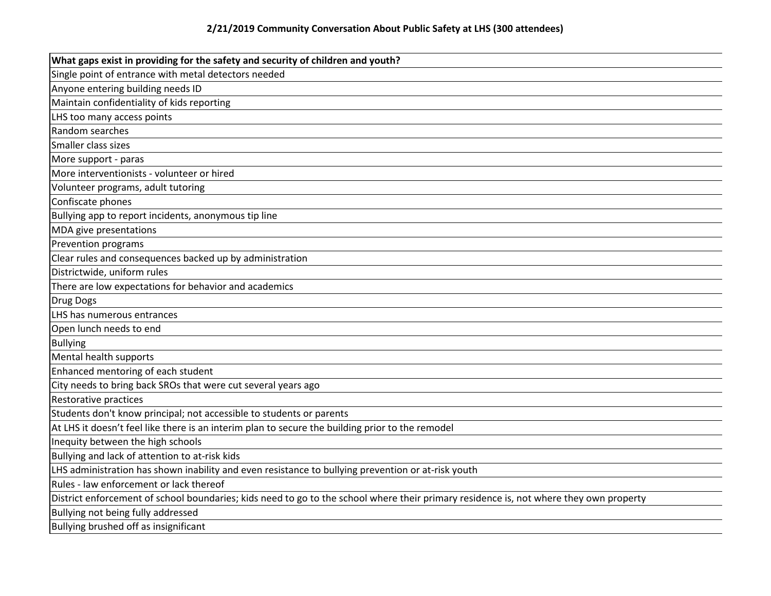**2/21/2019 Community Conversation About Public Safety at LHS (300 attendees)**

| What gaps exist in providing for the safety and security of children and youth? |
|---|
| Single point of entrance with metal detectors needed |
| Anyone entering building needs ID |
| Maintain confidentiality of kids reporting |
| LHS too many access points |
| Random searches |
| Smaller class sizes |
| More support - paras |
| More interventionists - volunteer or hired |
| Volunteer programs, adult tutoring |
| Confiscate phones |
| Bullying app to report incidents, anonymous tip line |
| MDA give presentations |
| Prevention programs |
| Clear rules and consequences backed up by administration |
| Districtwide, uniform rules |
| There are low expectations for behavior and academics |
| Drug Dogs |
| LHS has numerous entrances |
| Open lunch needs to end |
| Bullying |
| Mental health supports |
| Enhanced mentoring of each student |
| City needs to bring back SROs that were cut several years ago |
| Restorative practices |
| Students don't know principal; not accessible to students or parents |
| At LHS it doesn't feel like there is an interim plan to secure the building prior to the remodel |
| Inequity between the high schools |
| Bullying and lack of attention to at-risk kids |
| LHS administration has shown inability and even resistance to bullying prevention or at-risk youth |
| Rules - law enforcement or lack thereof |
| District enforcement of school boundaries; kids need to go to the school where their primary residence is, not where they own property |
| Bullying not being fully addressed |
| Bullying brushed off as insignificant |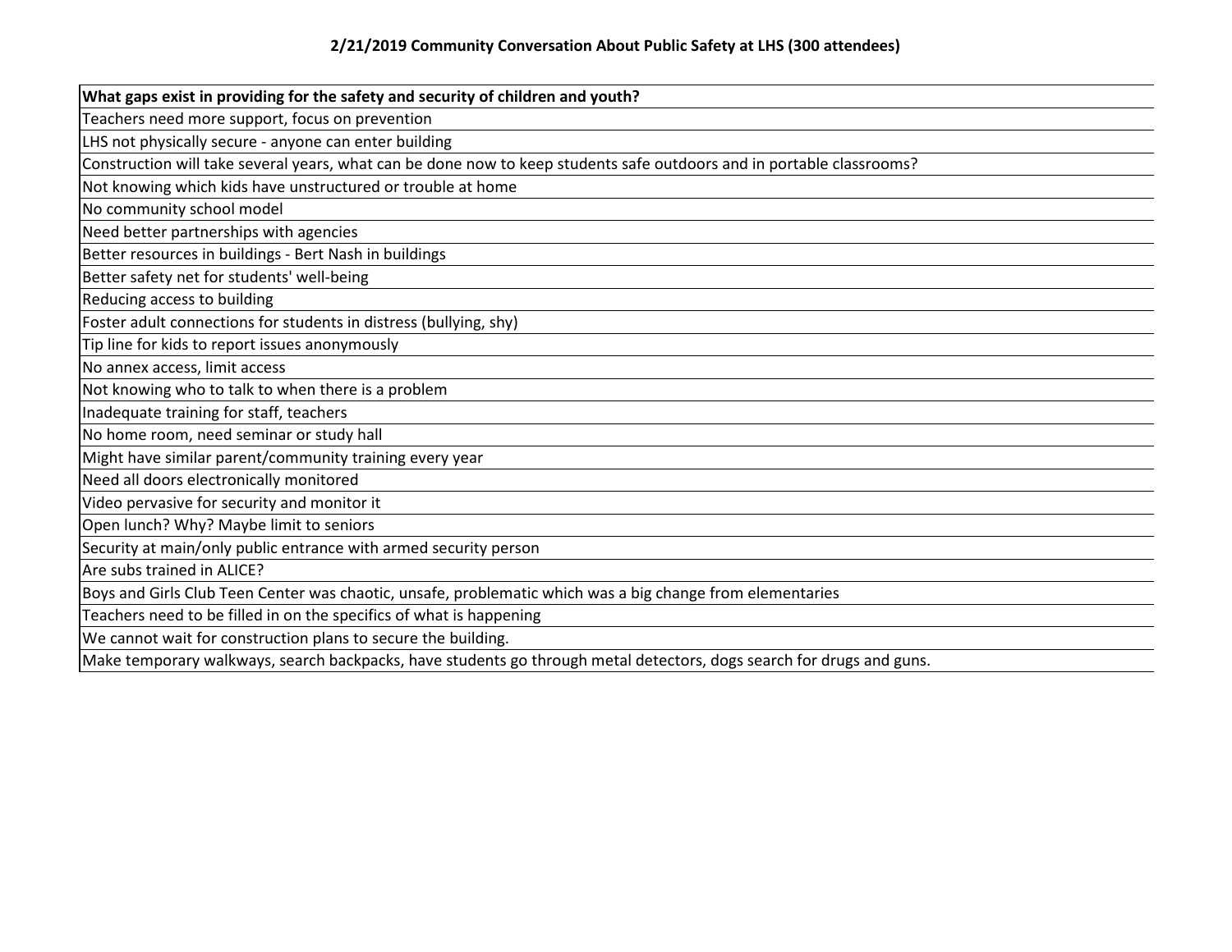## 2/21/2019 Community Conversation About Public Safety at LHS (300 attendees)

| What gaps exist in providing for the safety and security of children and youth? |
| --- |
| Teachers need more support, focus on prevention |
| LHS not physically secure - anyone can enter building |
| Construction will take several years, what can be done now to keep students safe outdoors and in portable classrooms? |
| Not knowing which kids have unstructured or trouble at home |
| No community school model |
| Need better partnerships with agencies |
| Better resources in buildings - Bert Nash in buildings |
| Better safety net for students' well-being |
| Reducing access to building |
| Foster adult connections for students in distress (bullying, shy) |
| Tip line for kids to report issues anonymously |
| No annex access, limit access |
| Not knowing who to talk to when there is a problem |
| Inadequate training for staff, teachers |
| No home room, need seminar or study hall |
| Might have similar parent/community training every year |
| Need all doors electronically monitored |
| Video pervasive for security and monitor it |
| Open lunch? Why? Maybe limit to seniors |
| Security at main/only public entrance with armed security person |
| Are subs trained in ALICE? |
| Boys and Girls Club Teen Center was chaotic, unsafe, problematic which was a big change from elementaries |
| Teachers need to be filled in on the specifics of what is happening |
| We cannot wait for construction plans to secure the building. |
| Make temporary walkways, search backpacks, have students go through metal detectors, dogs search for drugs and guns. |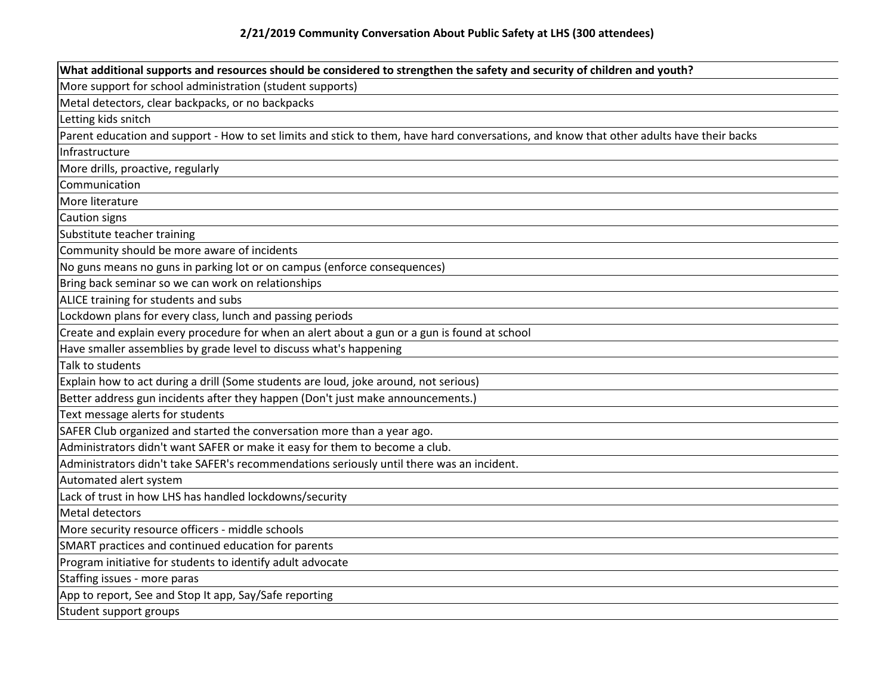### 2/21/2019 Community Conversation About Public Safety at LHS (300 attendees)

| What additional supports and resources should be considered to strengthen the safety and security of children and youth? |
| --- |
| More support for school administration (student supports) |
| Metal detectors, clear backpacks, or no backpacks |
| Letting kids snitch |
| Parent education and support - How to set limits and stick to them, have hard conversations, and know that other adults have their backs |
| Infrastructure |
| More drills, proactive, regularly |
| Communication |
| More literature |
| Caution signs |
| Substitute teacher training |
| Community should be more aware of incidents |
| No guns means no guns in parking lot or on campus (enforce consequences) |
| Bring back seminar so we can work on relationships |
| ALICE training for students and subs |
| Lockdown plans for every class, lunch and passing periods |
| Create and explain every procedure for when an alert about a gun or a gun is found at school |
| Have smaller assemblies by grade level to discuss what's happening |
| Talk to students |
| Explain how to act during a drill (Some students are loud, joke around, not serious) |
| Better address gun incidents after they happen (Don't just make announcements.) |
| Text message alerts for students |
| SAFER Club organized and started the conversation more than a year ago. |
| Administrators didn't want SAFER or make it easy for them to become a club. |
| Administrators didn't take SAFER's recommendations seriously until there was an incident. |
| Automated alert system |
| Lack of trust in how LHS has handled lockdowns/security |
| Metal detectors |
| More security resource officers - middle schools |
| SMART practices and continued education for parents |
| Program initiative for students to identify adult advocate |
| Staffing issues - more paras |
| App to report, See and Stop It app, Say/Safe reporting |
| Student support groups |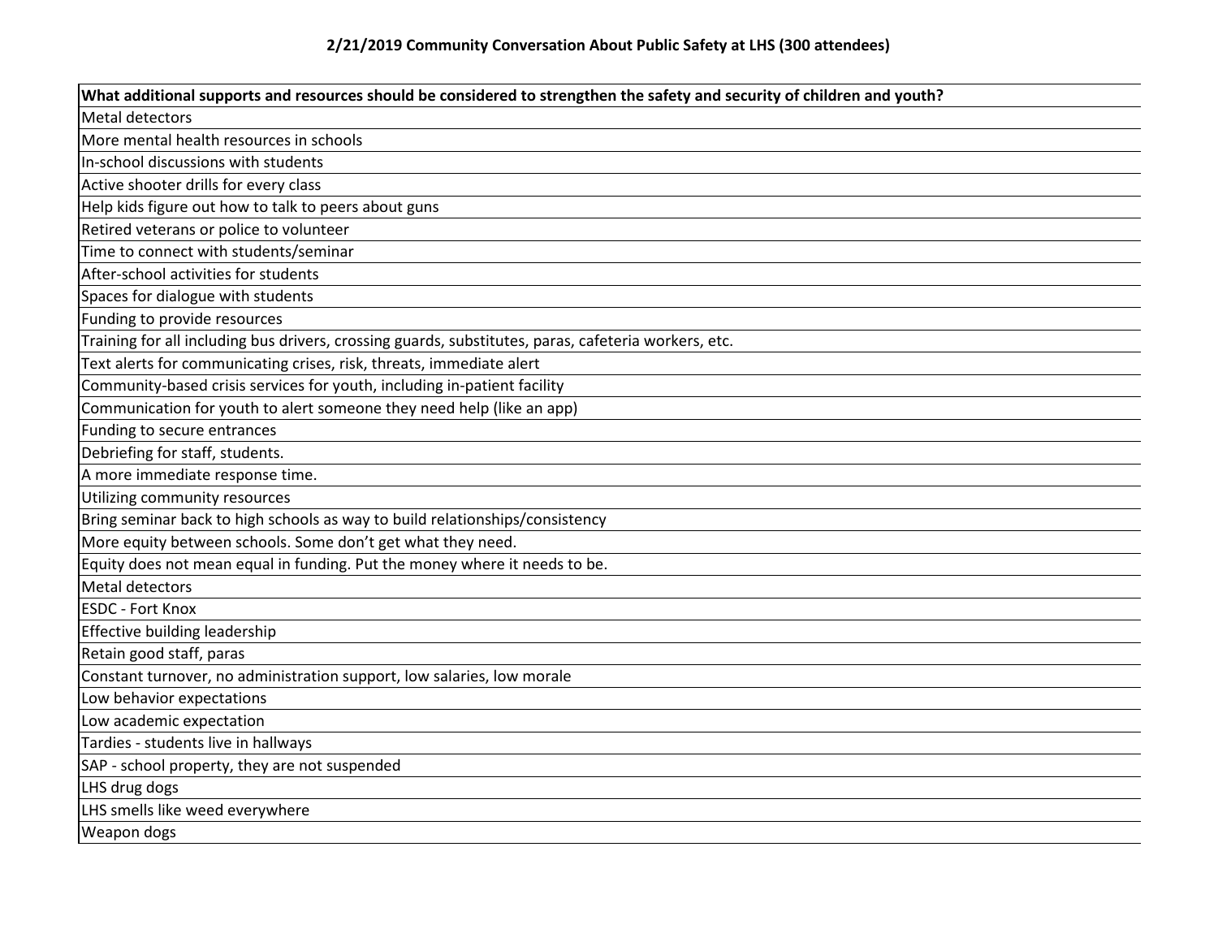**2/21/2019 Community Conversation About Public Safety at LHS (300 attendees)**

| What additional supports and resources should be considered to strengthen the safety and security of children and youth? |
|---|
| Metal detectors |
| More mental health resources in schools |
| In-school discussions with students |
| Active shooter drills for every class |
| Help kids figure out how to talk to peers about guns |
| Retired veterans or police to volunteer |
| Time to connect with students/seminar |
| After-school activities for students |
| Spaces for dialogue with students |
| Funding to provide resources |
| Training for all including bus drivers, crossing guards, substitutes, paras, cafeteria workers, etc. |
| Text alerts for communicating crises, risk, threats, immediate alert |
| Community-based crisis services for youth, including in-patient facility |
| Communication for youth to alert someone they need help (like an app) |
| Funding to secure entrances |
| Debriefing for staff, students. |
| A more immediate response time. |
| Utilizing community resources |
| Bring seminar back to high schools as way to build relationships/consistency |
| More equity between schools. Some don't get what they need. |
| Equity does not mean equal in funding. Put the money where it needs to be. |
| Metal detectors |
| ESDC - Fort Knox |
| Effective building leadership |
| Retain good staff, paras |
| Constant turnover, no administration support, low salaries, low morale |
| Low behavior expectations |
| Low academic expectation |
| Tardies - students live in hallways |
| SAP - school property, they are not suspended |
| LHS drug dogs |
| LHS smells like weed everywhere |
| Weapon dogs |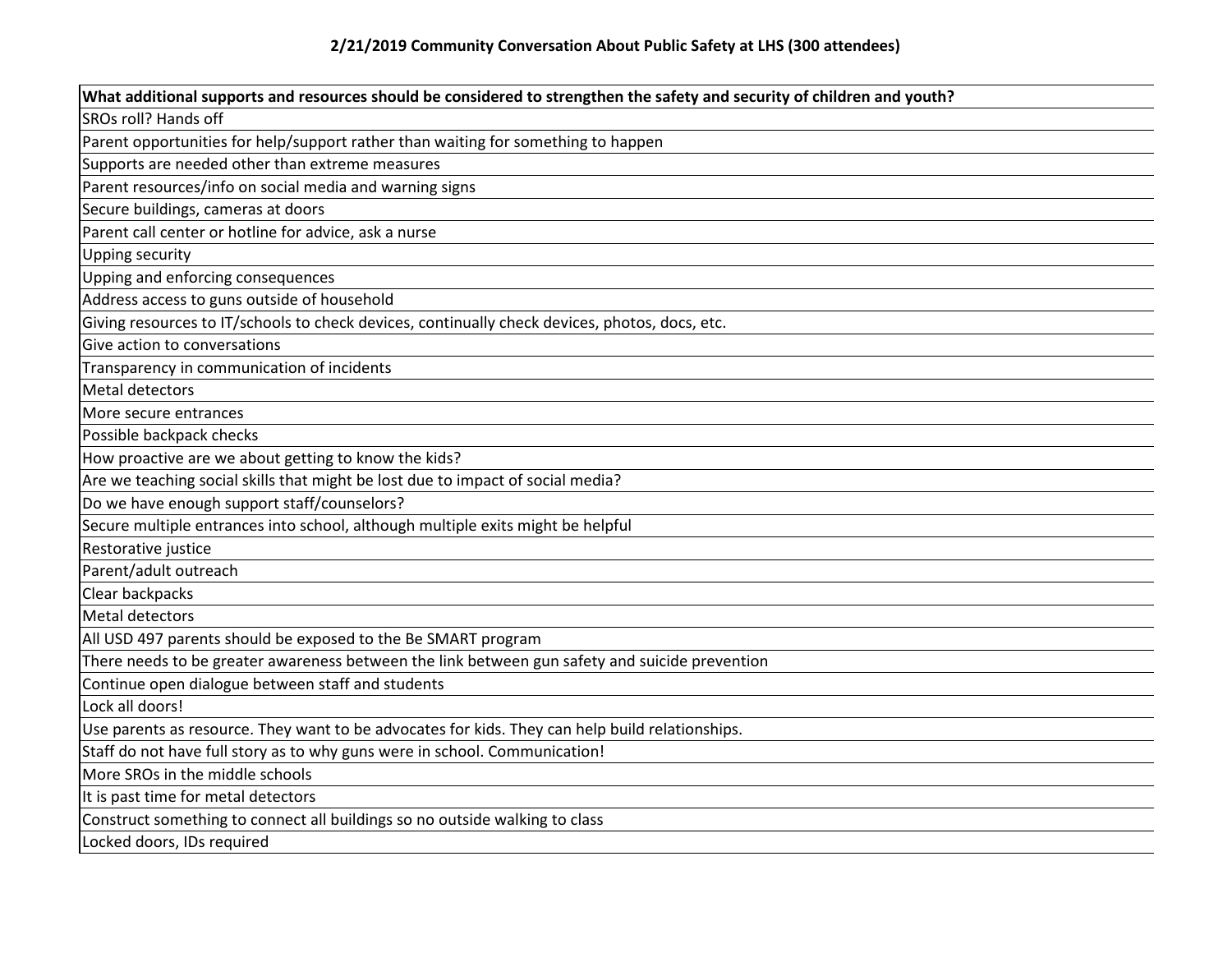# 2/21/2019 Community Conversation About Public Safety at LHS (300 attendees)

| What additional supports and resources should be considered to strengthen the safety and security of children and youth? |
| --- |
| SROs roll? Hands off |
| Parent opportunities for help/support rather than waiting for something to happen |
| Supports are needed other than extreme measures |
| Parent resources/info on social media and warning signs |
| Secure buildings, cameras at doors |
| Parent call center or hotline for advice, ask a nurse |
| Upping security |
| Upping and enforcing consequences |
| Address access to guns outside of household |
| Giving resources to IT/schools to check devices, continually check devices, photos, docs, etc. |
| Give action to conversations |
| Transparency in communication of incidents |
| Metal detectors |
| More secure entrances |
| Possible backpack checks |
| How proactive are we about getting to know the kids? |
| Are we teaching social skills that might be lost due to impact of social media? |
| Do we have enough support staff/counselors? |
| Secure multiple entrances into school, although multiple exits might be helpful |
| Restorative justice |
| Parent/adult outreach |
| Clear backpacks |
| Metal detectors |
| All USD 497 parents should be exposed to the Be SMART program |
| There needs to be greater awareness between the link between gun safety and suicide prevention |
| Continue open dialogue between staff and students |
| Lock all doors! |
| Use parents as resource. They want to be advocates for kids. They can help build relationships. |
| Staff do not have full story as to why guns were in school. Communication! |
| More SROs in the middle schools |
| It is past time for metal detectors |
| Construct something to connect all buildings so no outside walking to class |
| Locked doors, IDs required |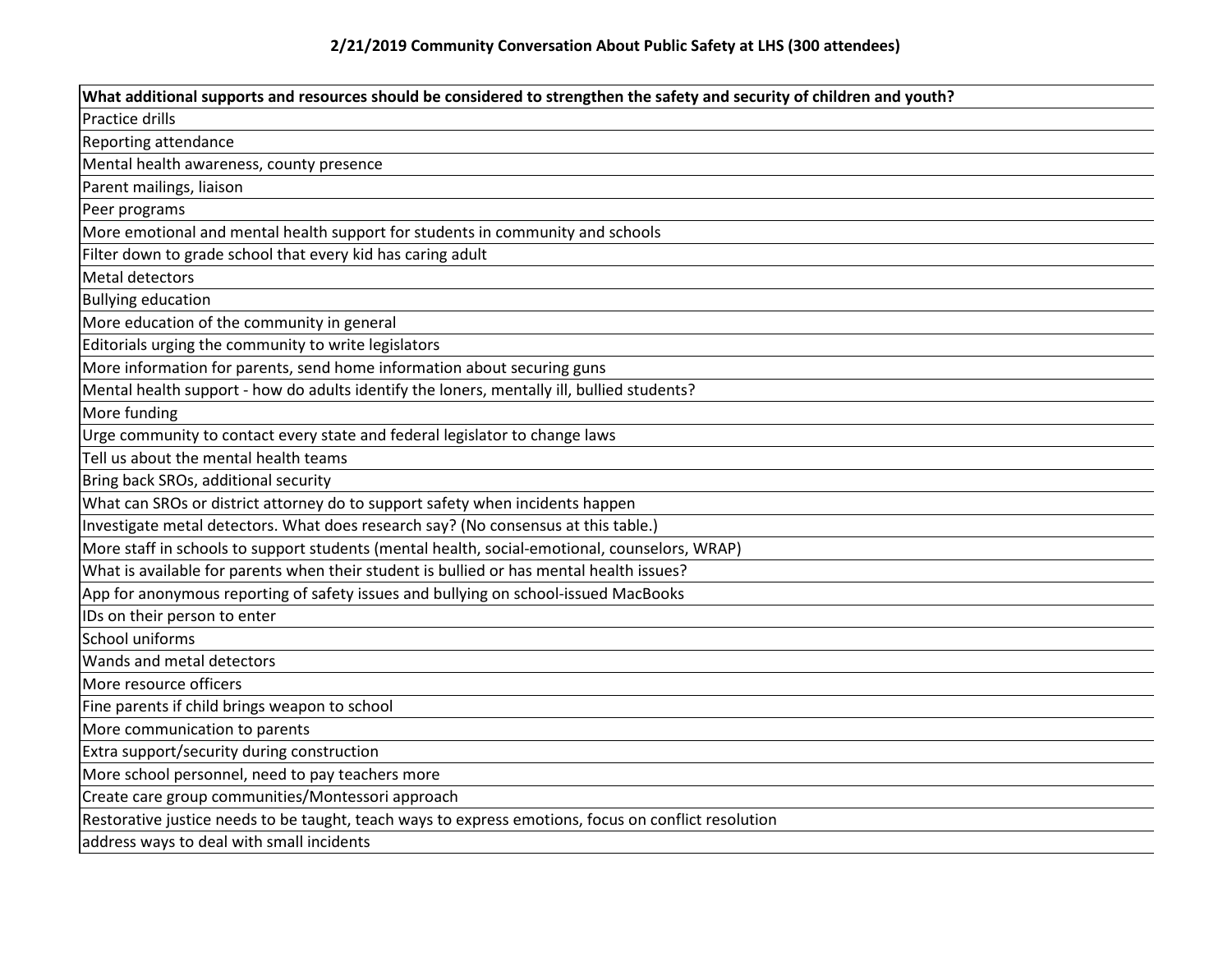**2/21/2019 Community Conversation About Public Safety at LHS (300 attendees)**

| What additional supports and resources should be considered to strengthen the safety and security of children and youth? |
|---|
| Practice drills |
| Reporting attendance |
| Mental health awareness, county presence |
| Parent mailings, liaison |
| Peer programs |
| More emotional and mental health support for students in community and schools |
| Filter down to grade school that every kid has caring adult |
| Metal detectors |
| Bullying education |
| More education of the community in general |
| Editorials urging the community to write legislators |
| More information for parents, send home information about securing guns |
| Mental health support - how do adults identify the loners, mentally ill, bullied students? |
| More funding |
| Urge community to contact every state and federal legislator to change laws |
| Tell us about the mental health teams |
| Bring back SROs, additional security |
| What can SROs or district attorney do to support safety when incidents happen |
| Investigate metal detectors. What does research say? (No consensus at this table.) |
| More staff in schools to support students (mental health, social-emotional, counselors, WRAP) |
| What is available for parents when their student is bullied or has mental health issues? |
| App for anonymous reporting of safety issues and bullying on school-issued MacBooks |
| IDs on their person to enter |
| School uniforms |
| Wands and metal detectors |
| More resource officers |
| Fine parents if child brings weapon to school |
| More communication to parents |
| Extra support/security during construction |
| More school personnel, need to pay teachers more |
| Create care group communities/Montessori approach |
| Restorative justice needs to be taught, teach ways to express emotions, focus on conflict resolution |
| address ways to deal with small incidents |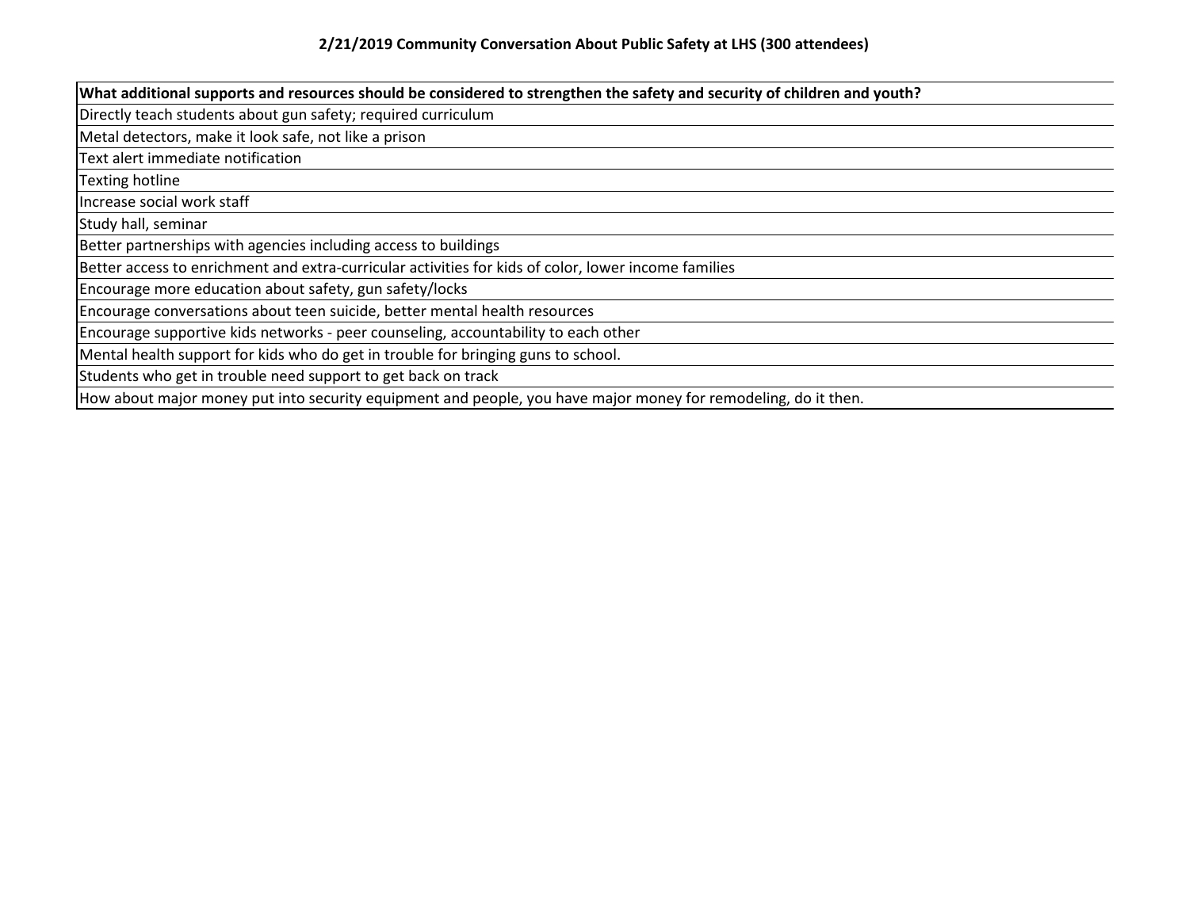### 2/21/2019 Community Conversation About Public Safety at LHS (300 attendees)

| What additional supports and resources should be considered to strengthen the safety and security of children and youth? |
|---|
| Directly teach students about gun safety; required curriculum |
| Metal detectors, make it look safe, not like a prison |
| Text alert immediate notification |
| Texting hotline |
| Increase social work staff |
| Study hall, seminar |
| Better partnerships with agencies including access to buildings |
| Better access to enrichment and extra-curricular activities for kids of color, lower income families |
| Encourage more education about safety, gun safety/locks |
| Encourage conversations about teen suicide, better mental health resources |
| Encourage supportive kids networks - peer counseling, accountability to each other |
| Mental health support for kids who do get in trouble for bringing guns to school. |
| Students who get in trouble need support to get back on track |
| How about major money put into security equipment and people, you have major money for remodeling, do it then. |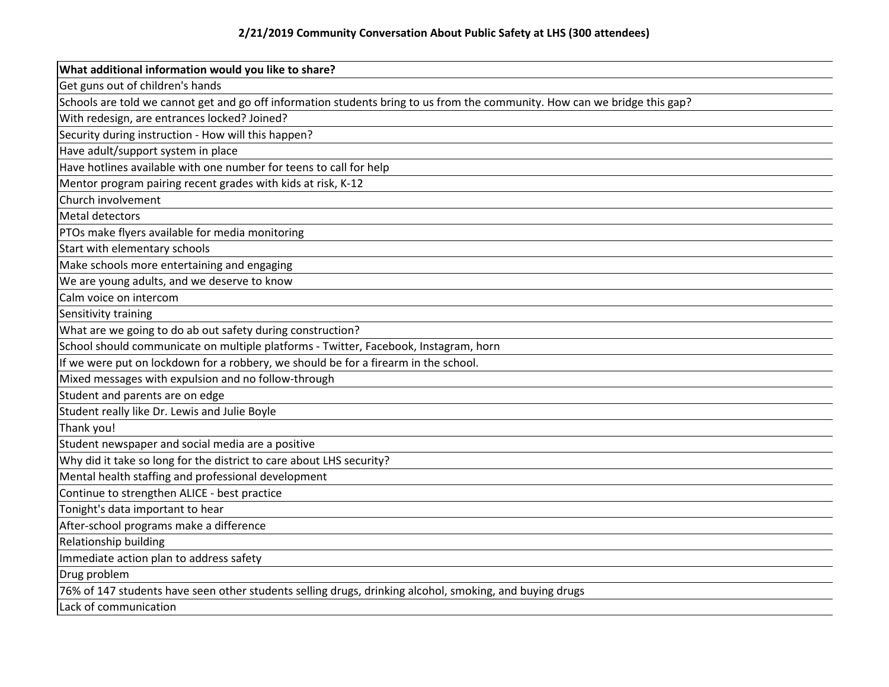**2/21/2019 Community Conversation About Public Safety at LHS (300 attendees)**

| What additional information would you like to share? |
|---|
| Get guns out of children's hands |
| Schools are told we cannot get and go off information students bring to us from the community. How can we bridge this gap? |
| With redesign, are entrances locked? Joined? |
| Security during instruction - How will this happen? |
| Have adult/support system in place |
| Have hotlines available with one number for teens to call for help |
| Mentor program pairing recent grades with kids at risk, K-12 |
| Church involvement |
| Metal detectors |
| PTOs make flyers available for media monitoring |
| Start with elementary schools |
| Make schools more entertaining and engaging |
| We are young adults, and we deserve to know |
| Calm voice on intercom |
| Sensitivity training |
| What are we going to do ab out safety during construction? |
| School should communicate on multiple platforms - Twitter, Facebook, Instagram, horn |
| If we were put on lockdown for a robbery, we should be for a firearm in the school. |
| Mixed messages with expulsion and no follow-through |
| Student and parents are on edge |
| Student really like Dr. Lewis and Julie Boyle |
| Thank you! |
| Student newspaper and social media are a positive |
| Why did it take so long for the district to care about LHS security? |
| Mental health staffing and professional development |
| Continue to strengthen ALICE - best practice |
| Tonight's data important to hear |
| After-school programs make a difference |
| Relationship building |
| Immediate action plan to address safety |
| Drug problem |
| 76% of 147 students have seen other students selling drugs, drinking alcohol, smoking, and buying drugs |
| Lack of communication |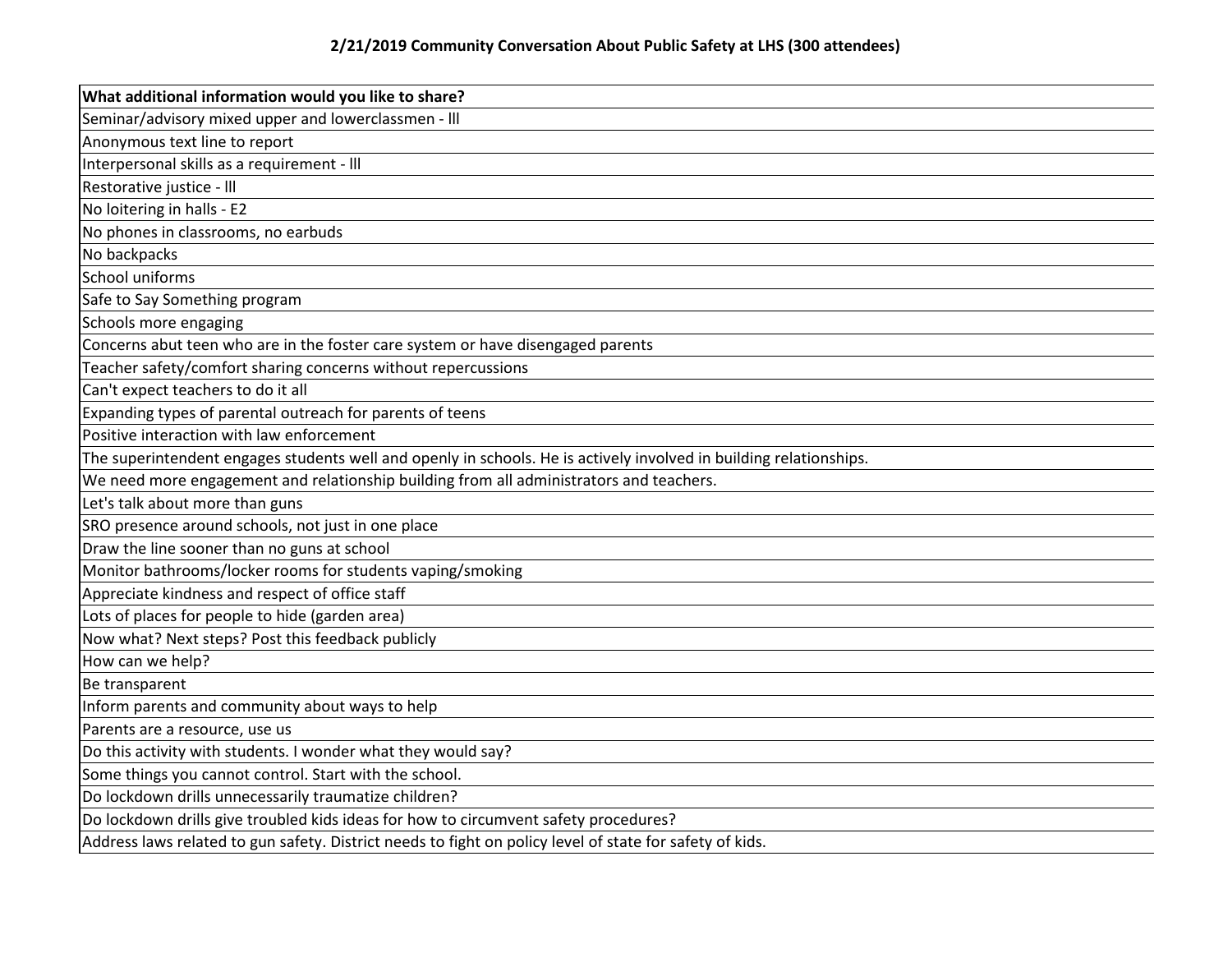**2/21/2019 Community Conversation About Public Safety at LHS (300 attendees)**

| What additional information would you like to share? |
|---|
| Seminar/advisory mixed upper and lowerclassmen - lll |
| Anonymous text line to report |
| Interpersonal skills as a requirement - lll |
| Restorative justice - lll |
| No loitering in halls - E2 |
| No phones in classrooms, no earbuds |
| No backpacks |
| School uniforms |
| Safe to Say Something program |
| Schools more engaging |
| Concerns abut teen who are in the foster care system or have disengaged parents |
| Teacher safety/comfort sharing concerns without repercussions |
| Can't expect teachers to do it all |
| Expanding types of parental outreach for parents of teens |
| Positive interaction with law enforcement |
| The superintendent engages students well and openly in schools. He is actively involved in building relationships. |
| We need more engagement and relationship building from all administrators and teachers. |
| Let's talk about more than guns |
| SRO presence around schools, not just in one place |
| Draw the line sooner than no guns at school |
| Monitor bathrooms/locker rooms for students vaping/smoking |
| Appreciate kindness and respect of office staff |
| Lots of places for people to hide (garden area) |
| Now what? Next steps? Post this feedback publicly |
| How can we help? |
| Be transparent |
| Inform parents and community about ways to help |
| Parents are a resource, use us |
| Do this activity with students. I wonder what they would say? |
| Some things you cannot control. Start with the school. |
| Do lockdown drills unnecessarily traumatize children? |
| Do lockdown drills give troubled kids ideas for how to circumvent safety procedures? |
| Address laws related to gun safety. District needs to fight on policy level of state for safety of kids. |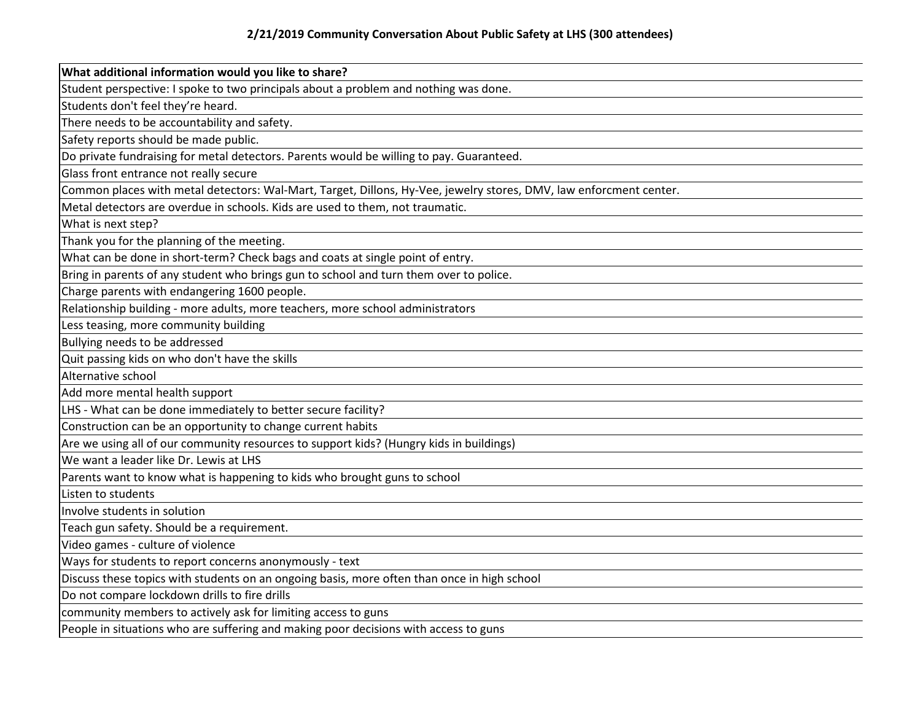**2/21/2019 Community Conversation About Public Safety at LHS (300 attendees)**

| What additional information would you like to share? |
|---|
| Student perspective: I spoke to two principals about a problem and nothing was done. |
| Students don't feel they're heard. |
| There needs to be accountability and safety. |
| Safety reports should be made public. |
| Do private fundraising for metal detectors. Parents would be willing to pay. Guaranteed. |
| Glass front entrance not really secure |
| Common places with metal detectors: Wal-Mart, Target, Dillons, Hy-Vee, jewelry stores, DMV, law enforcment center. |
| Metal detectors are overdue in schools. Kids are used to them, not traumatic. |
| What is next step? |
| Thank you for the planning of the meeting. |
| What can be done in short-term? Check bags and coats at single point of entry. |
| Bring in parents of any student who brings gun to school and turn them over to police. |
| Charge parents with endangering 1600 people. |
| Relationship building - more adults, more teachers, more school administrators |
| Less teasing, more community building |
| Bullying needs to be addressed |
| Quit passing kids on who don't have the skills |
| Alternative school |
| Add more mental health support |
| LHS - What can be done immediately to better secure facility? |
| Construction can be an opportunity to change current habits |
| Are we using all of our community resources to support kids? (Hungry kids in buildings) |
| We want a leader like Dr. Lewis at LHS |
| Parents want to know what is happening to kids who brought guns to school |
| Listen to students |
| Involve students in solution |
| Teach gun safety. Should be a requirement. |
| Video games - culture of violence |
| Ways for students to report concerns anonymously - text |
| Discuss these topics with students on an ongoing basis, more often than once in high school |
| Do not compare lockdown drills to fire drills |
| community members to actively ask for limiting access to guns |
| People in situations who are suffering and making poor decisions with access to guns |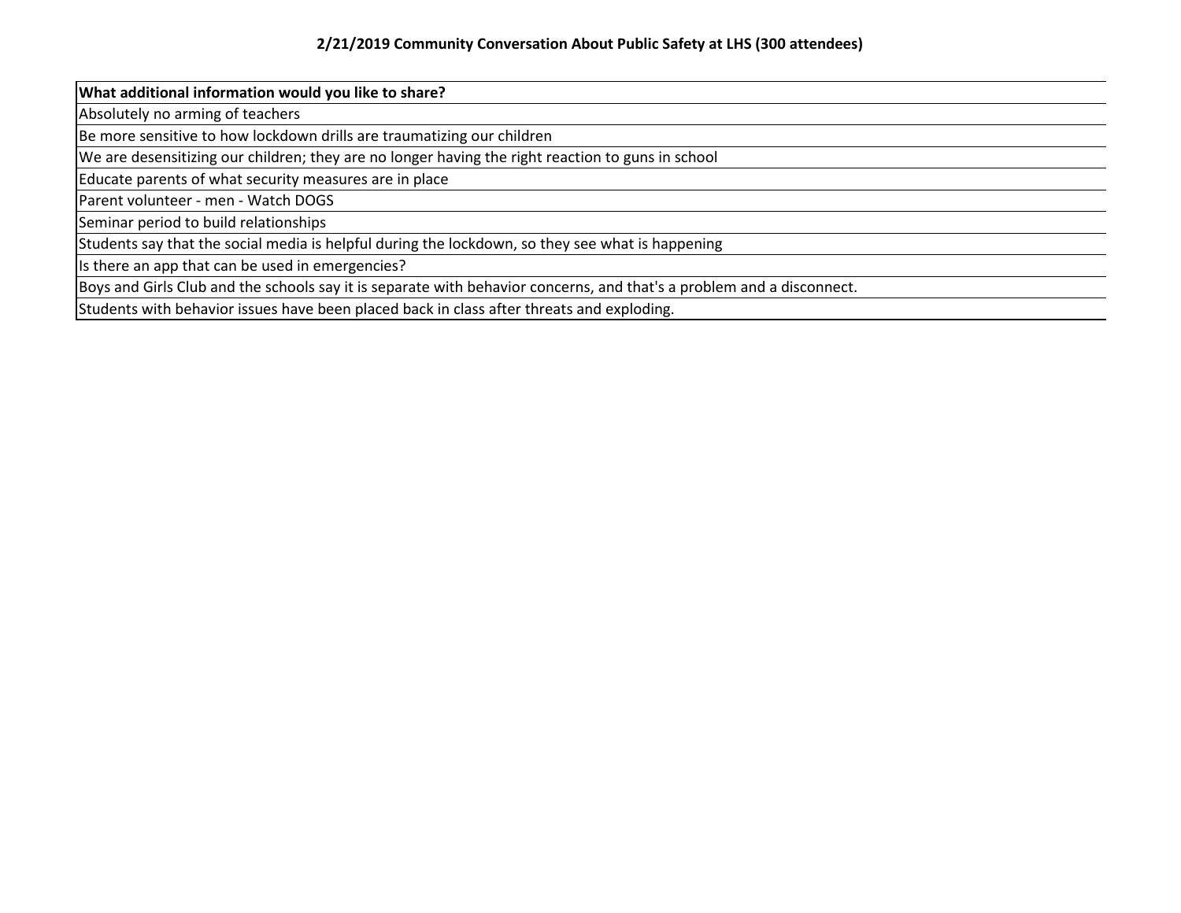**2/21/2019 Community Conversation About Public Safety at LHS (300 attendees)**

| What additional information would you like to share? |
| --- |
| Absolutely no arming of teachers |
| Be more sensitive to how lockdown drills are traumatizing our children |
| We are desensitizing our children; they are no longer having the right reaction to guns in school |
| Educate parents of what security measures are in place |
| Parent volunteer - men - Watch DOGS |
| Seminar period to build relationships |
| Students say that the social media is helpful during the lockdown, so they see what is happening |
| Is there an app that can be used in emergencies? |
| Boys and Girls Club and the schools say it is separate with behavior concerns, and that's a problem and a disconnect. |
| Students with behavior issues have been placed back in class after threats and exploding. |